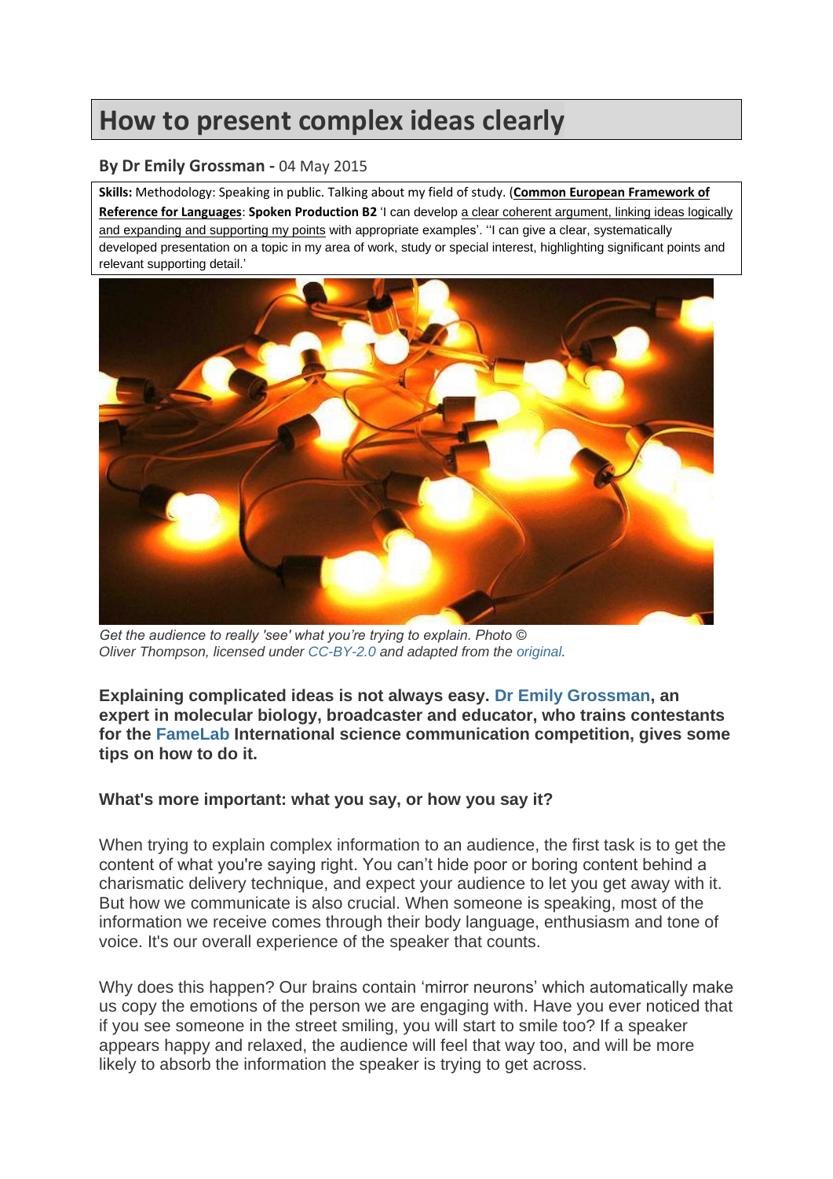# How to present complex ideas clearly

**By Dr Emily Grossman -** 04 May 2015

**Skills:** Methodology: Speaking in public. Talking about my field of study. (**Common European Framework of Reference for Languages**: **Spoken Production B2** 'I can develop a clear coherent argument, linking ideas logically and expanding and supporting my points with appropriate examples'. ''I can give a clear, systematically developed presentation on a topic in my area of work, study or special interest, highlighting significant points and relevant supporting detail.'

*Get the audience to really 'see' what you're trying to explain. Photo © Oliver Thompson, licensed under CC-BY-2.0 and adapted from the original.*

**Explaining complicated ideas is not always easy. Dr Emily Grossman, an expert in molecular biology, broadcaster and educator, who trains contestants for the FameLab International science communication competition, gives some tips on how to do it.**

### What's more important: what you say, or how you say it?

When trying to explain complex information to an audience, the first task is to get the content of what you're saying right. You can't hide poor or boring content behind a charismatic delivery technique, and expect your audience to let you get away with it. But how we communicate is also crucial. When someone is speaking, most of the information we receive comes through their body language, enthusiasm and tone of voice. It's our overall experience of the speaker that counts.

Why does this happen? Our brains contain 'mirror neurons' which automatically make us copy the emotions of the person we are engaging with. Have you ever noticed that if you see someone in the street smiling, you will start to smile too? If a speaker appears happy and relaxed, the audience will feel that way too, and will be more likely to absorb the information the speaker is trying to get across.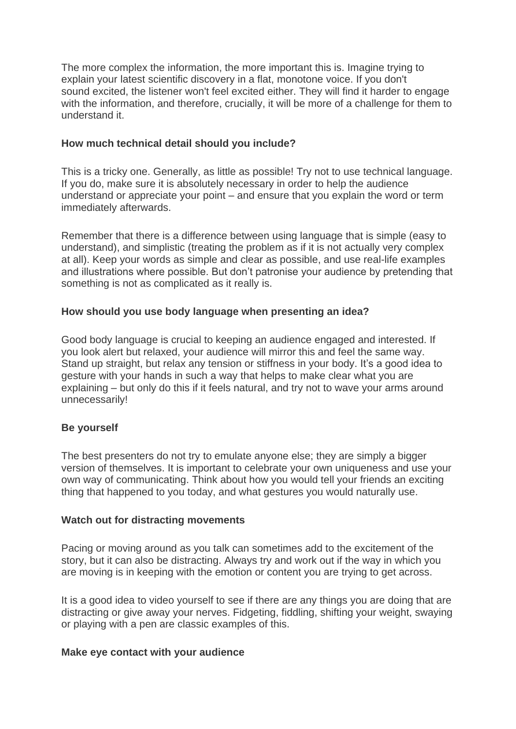The more complex the information, the more important this is. Imagine trying to explain your latest scientific discovery in a flat, monotone voice. If you don't sound excited, the listener won't feel excited either. They will find it harder to engage with the information, and therefore, crucially, it will be more of a challenge for them to understand it.

**How much technical detail should you include?**

This is a tricky one. Generally, as little as possible! Try not to use technical language. If you do, make sure it is absolutely necessary in order to help the audience understand or appreciate your point – and ensure that you explain the word or term immediately afterwards.

Remember that there is a difference between using language that is simple (easy to understand), and simplistic (treating the problem as if it is not actually very complex at all). Keep your words as simple and clear as possible, and use real-life examples and illustrations where possible. But don't patronise your audience by pretending that something is not as complicated as it really is.

**How should you use body language when presenting an idea?**

Good body language is crucial to keeping an audience engaged and interested. If you look alert but relaxed, your audience will mirror this and feel the same way. Stand up straight, but relax any tension or stiffness in your body. It's a good idea to gesture with your hands in such a way that helps to make clear what you are explaining – but only do this if it feels natural, and try not to wave your arms around unnecessarily!

**Be yourself**

The best presenters do not try to emulate anyone else; they are simply a bigger version of themselves. It is important to celebrate your own uniqueness and use your own way of communicating. Think about how you would tell your friends an exciting thing that happened to you today, and what gestures you would naturally use.

**Watch out for distracting movements**

Pacing or moving around as you talk can sometimes add to the excitement of the story, but it can also be distracting. Always try and work out if the way in which you are moving is in keeping with the emotion or content you are trying to get across.

It is a good idea to video yourself to see if there are any things you are doing that are distracting or give away your nerves. Fidgeting, fiddling, shifting your weight, swaying or playing with a pen are classic examples of this.

**Make eye contact with your audience**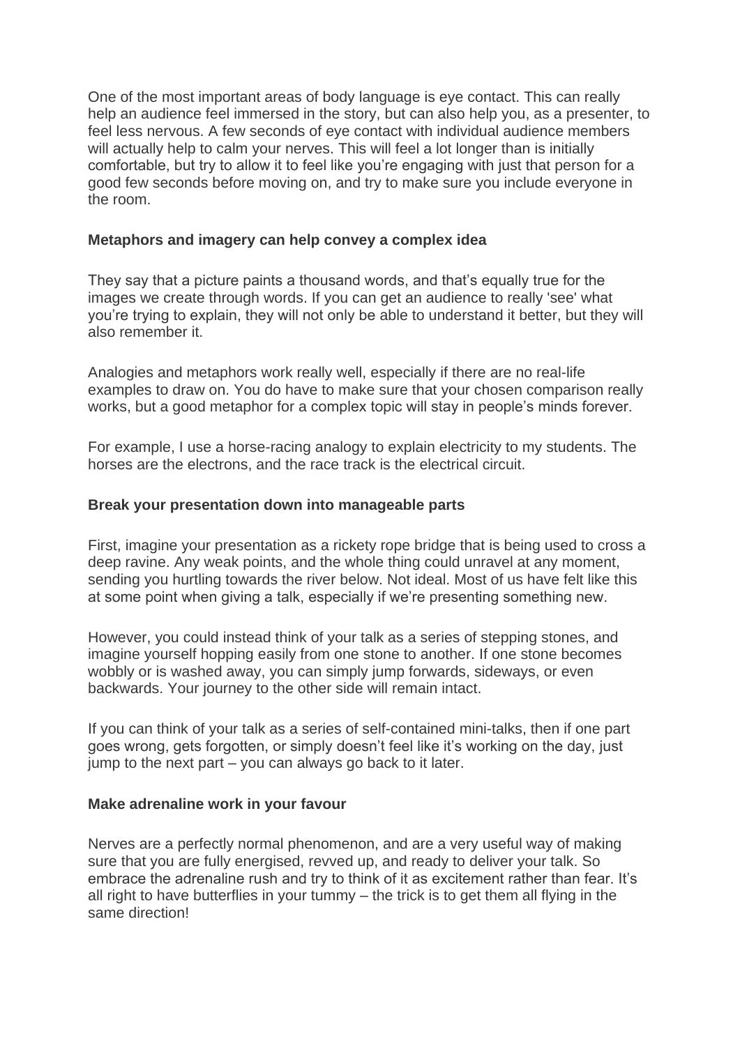One of the most important areas of body language is eye contact. This can really help an audience feel immersed in the story, but can also help you, as a presenter, to feel less nervous. A few seconds of eye contact with individual audience members will actually help to calm your nerves. This will feel a lot longer than is initially comfortable, but try to allow it to feel like you're engaging with just that person for a good few seconds before moving on, and try to make sure you include everyone in the room.

**Metaphors and imagery can help convey a complex idea**

They say that a picture paints a thousand words, and that's equally true for the images we create through words. If you can get an audience to really 'see' what you're trying to explain, they will not only be able to understand it better, but they will also remember it.

Analogies and metaphors work really well, especially if there are no real-life examples to draw on. You do have to make sure that your chosen comparison really works, but a good metaphor for a complex topic will stay in people's minds forever.

For example, I use a horse-racing analogy to explain electricity to my students. The horses are the electrons, and the race track is the electrical circuit.

**Break your presentation down into manageable parts**

First, imagine your presentation as a rickety rope bridge that is being used to cross a deep ravine. Any weak points, and the whole thing could unravel at any moment, sending you hurtling towards the river below. Not ideal. Most of us have felt like this at some point when giving a talk, especially if we're presenting something new.

However, you could instead think of your talk as a series of stepping stones, and imagine yourself hopping easily from one stone to another. If one stone becomes wobbly or is washed away, you can simply jump forwards, sideways, or even backwards. Your journey to the other side will remain intact.

If you can think of your talk as a series of self-contained mini-talks, then if one part goes wrong, gets forgotten, or simply doesn't feel like it's working on the day, just jump to the next part – you can always go back to it later.

**Make adrenaline work in your favour**

Nerves are a perfectly normal phenomenon, and are a very useful way of making sure that you are fully energised, revved up, and ready to deliver your talk. So embrace the adrenaline rush and try to think of it as excitement rather than fear. It's all right to have butterflies in your tummy – the trick is to get them all flying in the same direction!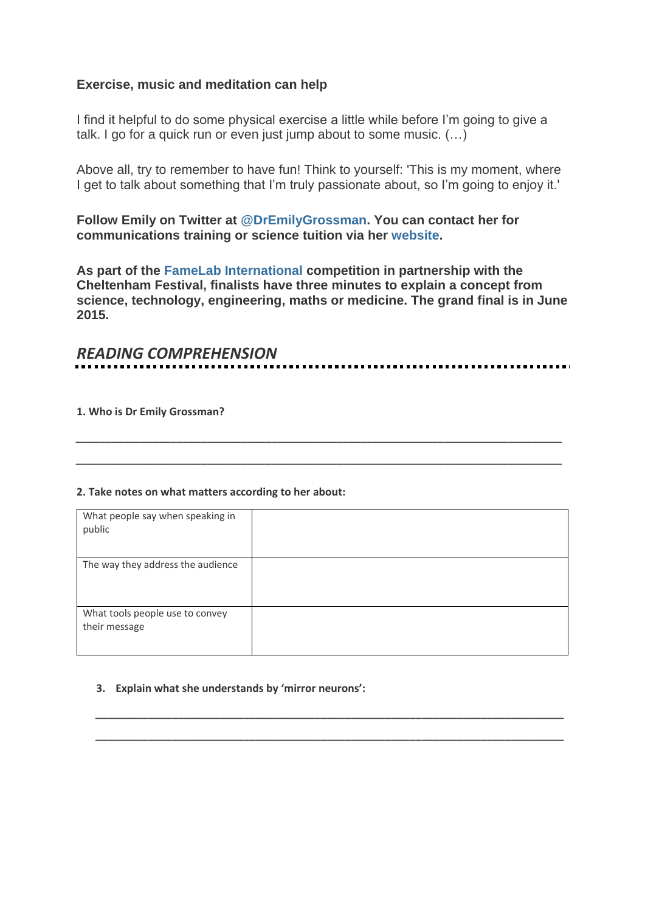**Exercise, music and meditation can help**

I find it helpful to do some physical exercise a little while before I'm going to give a talk. I go for a quick run or even just jump about to some music. (…)

Above all, try to remember to have fun! Think to yourself: 'This is my moment, where I get to talk about something that I'm truly passionate about, so I'm going to enjoy it.'

**Follow Emily on Twitter at @DrEmilyGrossman. You can contact her for communications training or science tuition via her website.**

**As part of the FameLab International competition in partnership with the Cheltenham Festival, finalists have three minutes to explain a concept from science, technology, engineering, maths or medicine. The grand final is in June 2015.**

## *READING COMPREHENSION*

**1. Who is Dr Emily Grossman?**

\_\_\_\_\_\_\_\_\_\_\_\_\_\_\_\_\_\_\_\_\_\_\_\_\_\_\_\_\_\_\_\_\_\_\_\_\_\_\_\_\_\_\_\_\_\_\_\_\_\_\_\_\_\_\_\_\_\_\_\_\_\_\_\_\_\_\_\_\_\_\_\_\_\_\_\_

\_\_\_\_\_\_\_\_\_\_\_\_\_\_\_\_\_\_\_\_\_\_\_\_\_\_\_\_\_\_\_\_\_\_\_\_\_\_\_\_\_\_\_\_\_\_\_\_\_\_\_\_\_\_\_\_\_\_\_\_\_\_\_\_\_\_\_\_\_\_\_\_\_\_\_\_

**2. Take notes on what matters according to her about:**

| | |
|---|---|
| What people say when speaking in public | |
| The way they address the audience | |
| What tools people use to convey their message | |

**3. Explain what she understands by 'mirror neurons':**

\_\_\_\_\_\_\_\_\_\_\_\_\_\_\_\_\_\_\_\_\_\_\_\_\_\_\_\_\_\_\_\_\_\_\_\_\_\_\_\_\_\_\_\_\_\_\_\_\_\_\_\_\_\_\_\_\_\_\_\_\_\_\_\_\_\_\_\_\_\_\_\_\_\_\_\_

\_\_\_\_\_\_\_\_\_\_\_\_\_\_\_\_\_\_\_\_\_\_\_\_\_\_\_\_\_\_\_\_\_\_\_\_\_\_\_\_\_\_\_\_\_\_\_\_\_\_\_\_\_\_\_\_\_\_\_\_\_\_\_\_\_\_\_\_\_\_\_\_\_\_\_\_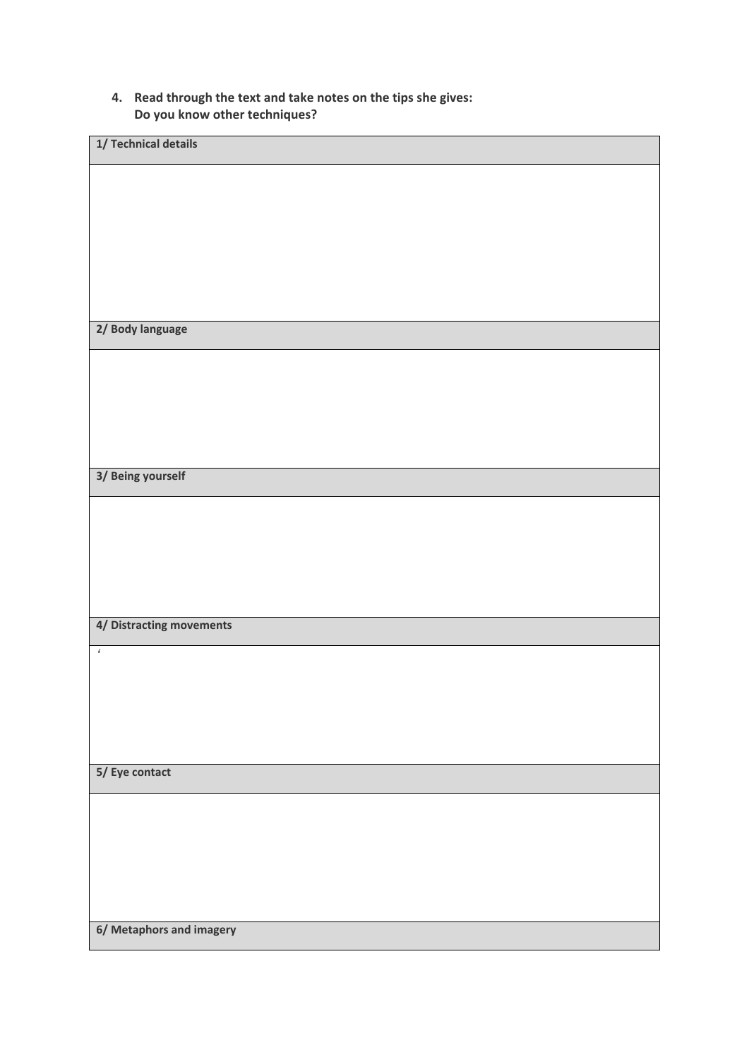4. **Read through the text and take notes on the tips she gives:**
   **Do you know other techniques?**

| **1/ Technical details** |
|---|
| |
| **2/ Body language** |
| |
| **3/ Being yourself** |
| |
| **4/ Distracting movements** |
| ‘ |
| **5/ Eye contact** |
| |
| **6/ Metaphors and imagery** |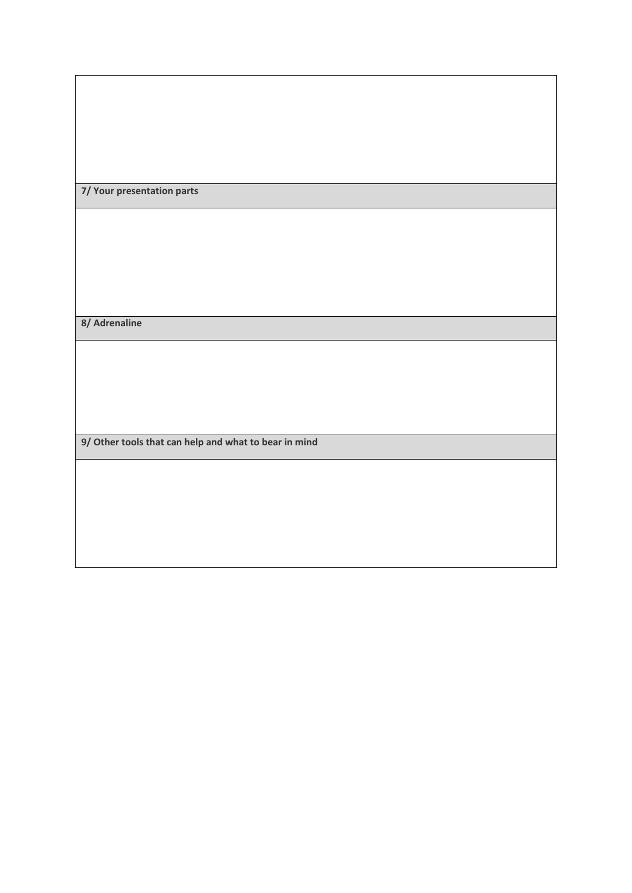| |
|---|
| |
| **7/ Your presentation parts** |
| |
| **8/ Adrenaline** |
| |
| **9/ Other tools that can help and what to bear in mind** |
| |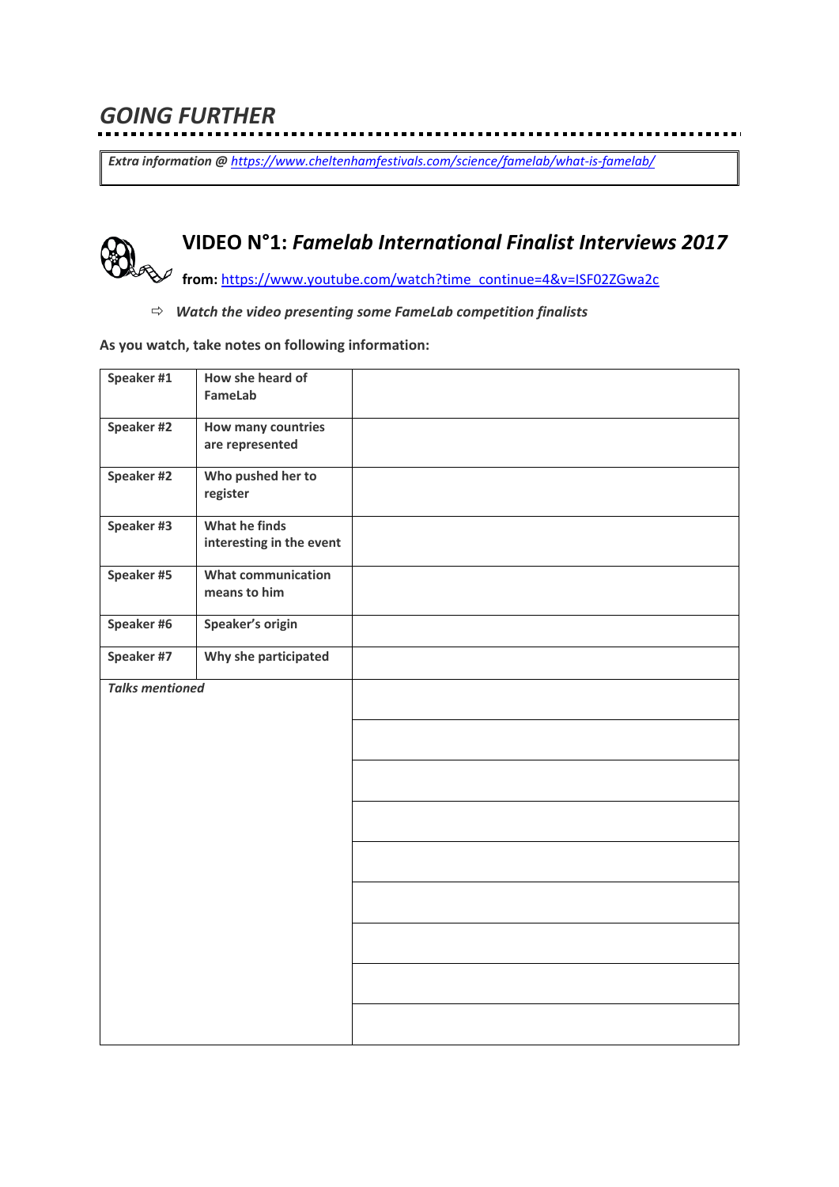## *GOING FURTHER*

***Extra information @*** *[https://www.cheltenhamfestivals.com/science/famelab/what-is-famelab/](https://www.cheltenhamfestivals.com/science/famelab/what-is-famelab/)*

## VIDEO N°1: *Famelab International Finalist Interviews 2017*

**from:** [https://www.youtube.com/watch?time_continue=4&v=ISF02ZGwa2c](https://www.youtube.com/watch?time_continue=4&v=ISF02ZGwa2c)

⇨ ***Watch the video presenting some FameLab competition finalists***

**As you watch, take notes on following information:**

| | | |
|---|---|---|
| **Speaker #1** | **How she heard of FameLab** | |
| **Speaker #2** | **How many countries are represented** | |
| **Speaker #2** | **Who pushed her to register** | |
| **Speaker #3** | **What he finds interesting in the event** | |
| **Speaker #5** | **What communication means to him** | |
| **Speaker #6** | **Speaker's origin** | |
| **Speaker #7** | **Why she participated** | |
| ***Talks mentioned*** | | |
| | | |
| | | |
| | | |
| | | |
| | | |
| | | |
| | | |
| | | |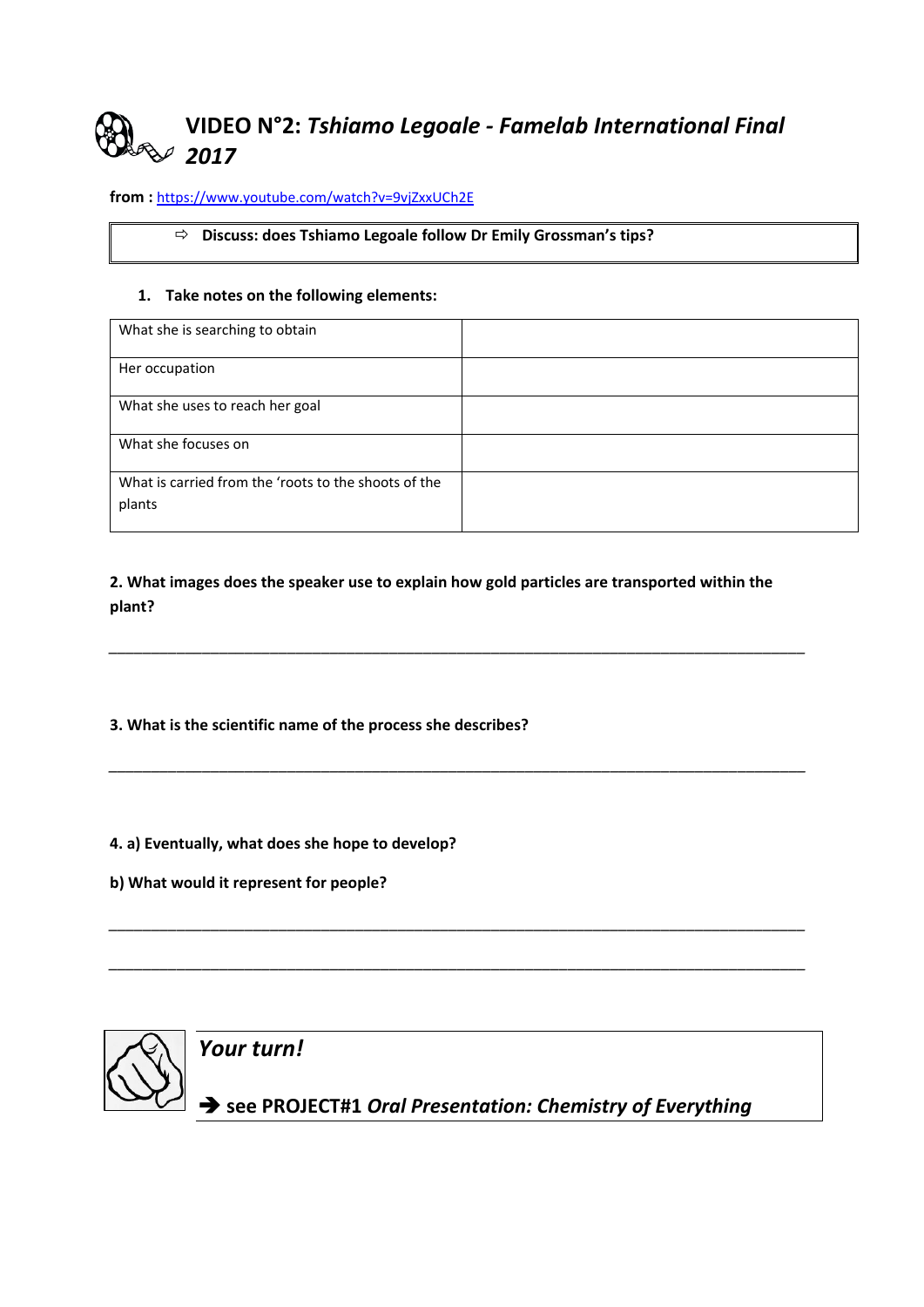# VIDEO N°2: *Tshiamo Legoale - Famelab International Final 2017*

**from :** https://www.youtube.com/watch?v=9vjZxxUCh2E

> ⇨ **Discuss: does Tshiamo Legoale follow Dr Emily Grossman's tips?**

**1. Take notes on the following elements:**

| What she is searching to obtain | |
|---|---|
| Her occupation | |
| What she uses to reach her goal | |
| What she focuses on | |
| What is carried from the 'roots to the shoots of the plants | |

**2. What images does the speaker use to explain how gold particles are transported within the plant?**

_______________________________________________________________________________________

**3. What is the scientific name of the process she describes?**

_______________________________________________________________________________________

**4. a) Eventually, what does she hope to develop?**

**b) What would it represent for people?**

_______________________________________________________________________________________

_______________________________________________________________________________________

*Your turn!*

➔ **see PROJECT#1** *Oral Presentation: Chemistry of Everything*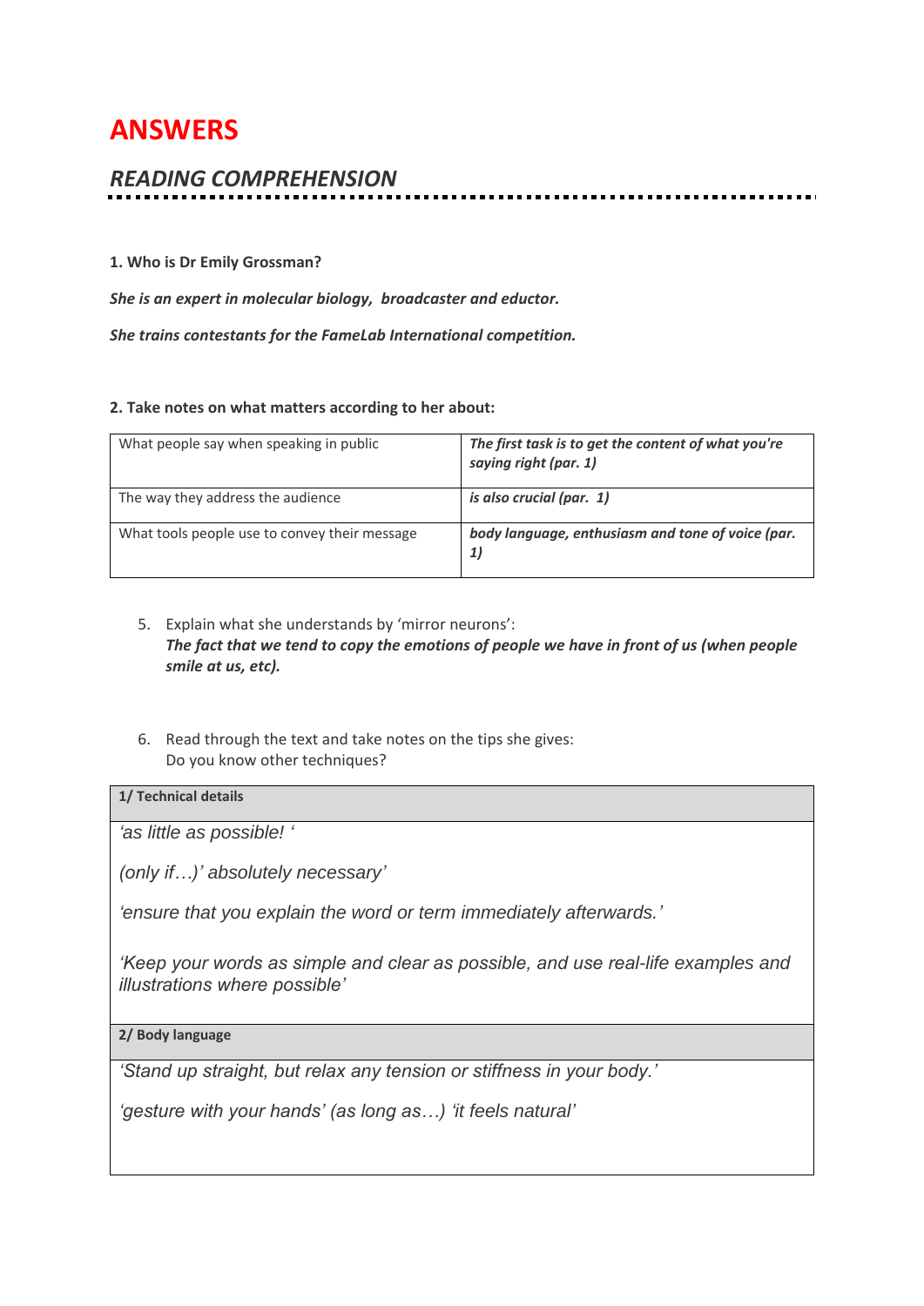# ANSWERS

## *READING COMPREHENSION*

**1. Who is Dr Emily Grossman?**

***She is an expert in molecular biology,  broadcaster and eductor.***

***She trains contestants for the FameLab International competition.***

**2. Take notes on what matters according to her about:**

| What people say when speaking in public | ***The first task is to get the content of what you're saying right (par. 1)*** |
|---|---|
| The way they address the audience | ***is also crucial (par.  1)*** |
| What tools people use to convey their message | ***body language, enthusiasm and tone of voice (par. 1)*** |

5. Explain what she understands by 'mirror neurons':
   ***The fact that we tend to copy the emotions of people we have in front of us (when people smile at us, etc).***

6. Read through the text and take notes on the tips she gives:
   Do you know other techniques?

| **1/ Technical details** |
|---|
| *'as little as possible! '*<br><br>*(only if…)' absolutely necessary'*<br><br>*'ensure that you explain the word or term immediately afterwards.'*<br><br>*'Keep your words as simple and clear as possible, and use real-life examples and illustrations where possible'* |
| **2/ Body language** |
| *'Stand up straight, but relax any tension or stiffness in your body.'*<br><br>*'gesture with your hands' (as long as…) 'it feels natural'* |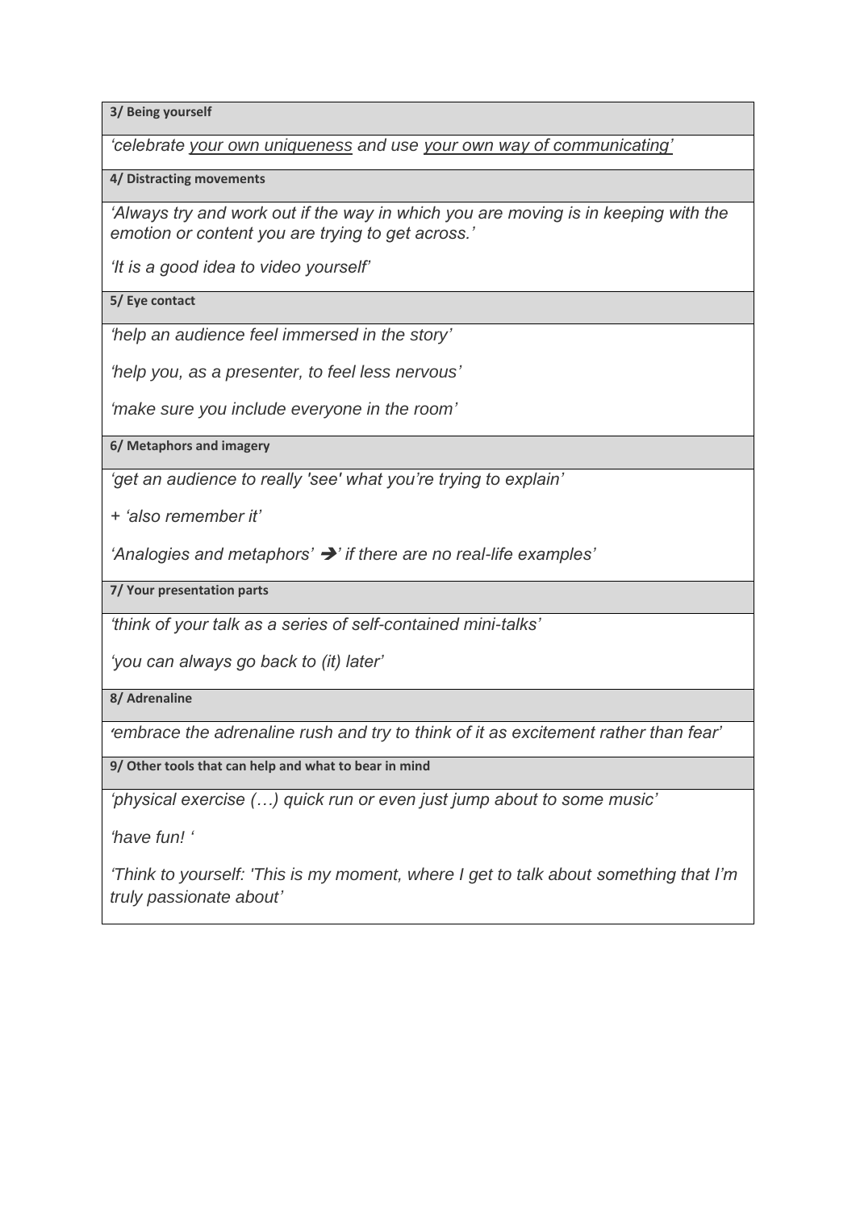| 3/ Being yourself |
| --- |
| *'celebrate your own uniqueness and use your own way of communicating'* |
| **4/ Distracting movements** |
| *'Always try and work out if the way in which you are moving is in keeping with the emotion or content you are trying to get across.'*<br><br>*'It is a good idea to video yourself'* |
| **5/ Eye contact** |
| *'help an audience feel immersed in the story'*<br><br>*'help you, as a presenter, to feel less nervous'*<br><br>*'make sure you include everyone in the room'* |
| **6/ Metaphors and imagery** |
| *'get an audience to really 'see' what you're trying to explain'*<br><br>*+ 'also remember it'*<br><br>*'Analogies and metaphors' ➔' if there are no real-life examples'* |
| **7/ Your presentation parts** |
| *'think of your talk as a series of self-contained mini-talks'*<br><br>*'you can always go back to (it) later'* |
| **8/ Adrenaline** |
| *'embrace the adrenaline rush and try to think of it as excitement rather than fear'* |
| **9/ Other tools that can help and what to bear in mind** |
| *'physical exercise (…) quick run or even just jump about to some music'*<br><br>*'have fun! '*<br><br>*'Think to yourself: 'This is my moment, where I get to talk about something that I'm truly passionate about'* |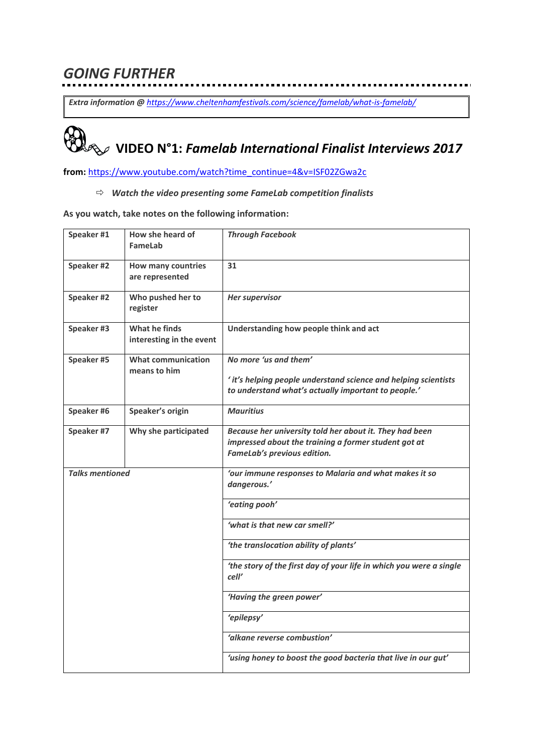## *GOING FURTHER*

***Extra information @** [https://www.cheltenhamfestivals.com/science/famelab/what-is-famelab/](https://www.cheltenhamfestivals.com/science/famelab/what-is-famelab/)*

## VIDEO N°1: *Famelab International Finalist Interviews 2017*

**from:** [https://www.youtube.com/watch?time_continue=4&v=ISF02ZGwa2c](https://www.youtube.com/watch?time_continue=4&v=ISF02ZGwa2c)

⇨ ***Watch the video presenting some FameLab competition finalists***

**As you watch, take notes on the following information:**

| | | |
|---|---|---|
| **Speaker #1** | **How she heard of FameLab** | ***Through Facebook*** |
| **Speaker #2** | **How many countries are represented** | **31** |
| **Speaker #2** | **Who pushed her to register** | ***Her supervisor*** |
| **Speaker #3** | **What he finds interesting in the event** | **Understanding how people think and act** |
| **Speaker #5** | **What communication means to him** | ***No more 'us and them'*** <br><br> ***' it's helping people understand science and helping scientists to understand what's actually important to people.'*** |
| **Speaker #6** | **Speaker's origin** | ***Mauritius*** |
| **Speaker #7** | **Why she participated** | ***Because her university told her about it. They had been impressed about the training a former student got at FameLab's previous edition.*** |
| ***Talks mentioned*** | | ***'our immune responses to Malaria and what makes it so dangerous.'*** |
| | | ***'eating pooh'*** |
| | | ***'what is that new car smell?'*** |
| | | ***'the translocation ability of plants'*** |
| | | ***'the story of the first day of your life in which you were a single cell'*** |
| | | ***'Having the green power'*** |
| | | ***'epilepsy'*** |
| | | ***'alkane reverse combustion'*** |
| | | ***'using honey to boost the good bacteria that live in our gut'*** |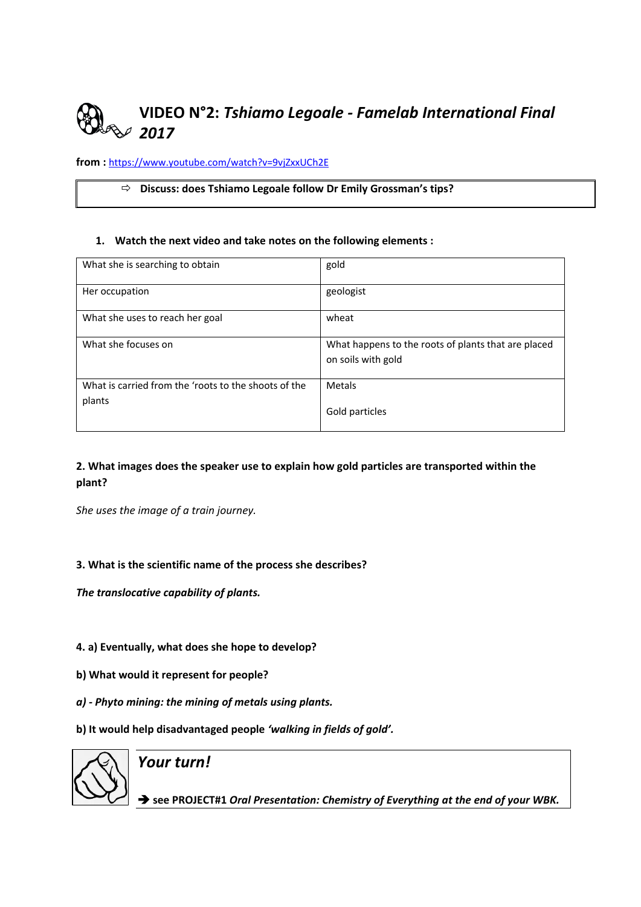# VIDEO N°2: *Tshiamo Legoale - Famelab International Final 2017*

**from :** https://www.youtube.com/watch?v=9vjZxxUCh2E

> ⇨ **Discuss: does Tshiamo Legoale follow Dr Emily Grossman's tips?**

**1. Watch the next video and take notes on the following elements :**

| | |
|---|---|
| What she is searching to obtain | gold |
| Her occupation | geologist |
| What she uses to reach her goal | wheat |
| What she focuses on | What happens to the roots of plants that are placed on soils with gold |
| What is carried from the 'roots to the shoots of the plants | Metals<br><br>Gold particles |

**2. What images does the speaker use to explain how gold particles are transported within the plant?**

*She uses the image of a train journey.*

**3. What is the scientific name of the process she describes?**

***The translocative capability of plants.***

**4. a) Eventually, what does she hope to develop?**

**b) What would it represent for people?**

***a) - Phyto mining: the mining of metals using plants.***

**b) It would help disadvantaged people *'walking in fields of gold'.***

## *Your turn!*

➔ **see PROJECT#1 *Oral Presentation: Chemistry of Everything at the end of your WBK.***